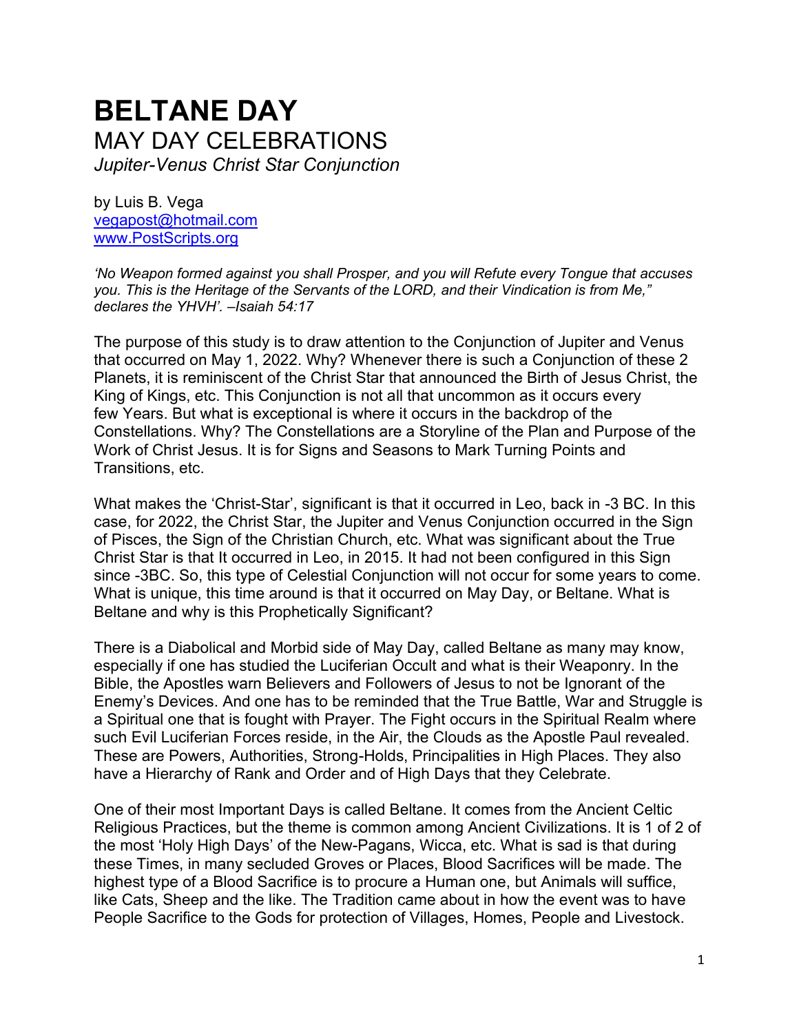# BELTANE DAY

## MAY DAY CELEBRATIONS

*Jupiter-Venus Christ Star Conjunction*

by Luis B. Vega
vegapost@hotmail.com
www.PostScripts.org

*'No Weapon formed against you shall Prosper, and you will Refute every Tongue that accuses you. This is the Heritage of the Servants of the LORD, and their Vindication is from Me," declares the YHVH'. –Isaiah 54:17*

The purpose of this study is to draw attention to the Conjunction of Jupiter and Venus that occurred on May 1, 2022. Why? Whenever there is such a Conjunction of these 2 Planets, it is reminiscent of the Christ Star that announced the Birth of Jesus Christ, the King of Kings, etc. This Conjunction is not all that uncommon as it occurs every few Years. But what is exceptional is where it occurs in the backdrop of the Constellations. Why? The Constellations are a Storyline of the Plan and Purpose of the Work of Christ Jesus. It is for Signs and Seasons to Mark Turning Points and Transitions, etc.

What makes the 'Christ-Star', significant is that it occurred in Leo, back in -3 BC. In this case, for 2022, the Christ Star, the Jupiter and Venus Conjunction occurred in the Sign of Pisces, the Sign of the Christian Church, etc. What was significant about the True Christ Star is that It occurred in Leo, in 2015. It had not been configured in this Sign since -3BC. So, this type of Celestial Conjunction will not occur for some years to come. What is unique, this time around is that it occurred on May Day, or Beltane. What is Beltane and why is this Prophetically Significant?

There is a Diabolical and Morbid side of May Day, called Beltane as many may know, especially if one has studied the Luciferian Occult and what is their Weaponry. In the Bible, the Apostles warn Believers and Followers of Jesus to not be Ignorant of the Enemy's Devices. And one has to be reminded that the True Battle, War and Struggle is a Spiritual one that is fought with Prayer. The Fight occurs in the Spiritual Realm where such Evil Luciferian Forces reside, in the Air, the Clouds as the Apostle Paul revealed. These are Powers, Authorities, Strong-Holds, Principalities in High Places. They also have a Hierarchy of Rank and Order and of High Days that they Celebrate.

One of their most Important Days is called Beltane. It comes from the Ancient Celtic Religious Practices, but the theme is common among Ancient Civilizations. It is 1 of 2 of the most 'Holy High Days' of the New-Pagans, Wicca, etc. What is sad is that during these Times, in many secluded Groves or Places, Blood Sacrifices will be made. The highest type of a Blood Sacrifice is to procure a Human one, but Animals will suffice, like Cats, Sheep and the like. The Tradition came about in how the event was to have People Sacrifice to the Gods for protection of Villages, Homes, People and Livestock.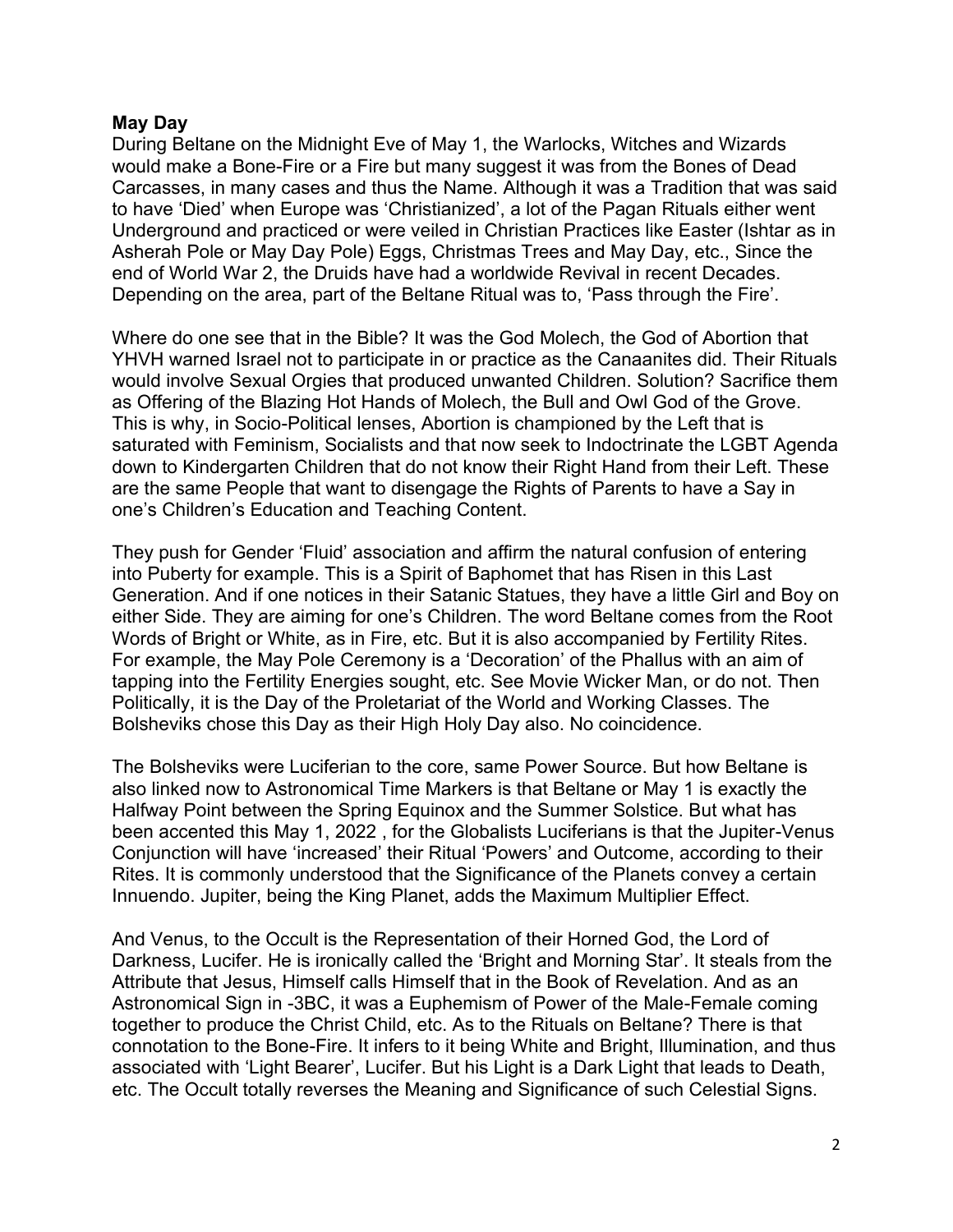**May Day**

During Beltane on the Midnight Eve of May 1, the Warlocks, Witches and Wizards would make a Bone-Fire or a Fire but many suggest it was from the Bones of Dead Carcasses, in many cases and thus the Name. Although it was a Tradition that was said to have 'Died' when Europe was 'Christianized', a lot of the Pagan Rituals either went Underground and practiced or were veiled in Christian Practices like Easter (Ishtar as in Asherah Pole or May Day Pole) Eggs, Christmas Trees and May Day, etc., Since the end of World War 2, the Druids have had a worldwide Revival in recent Decades. Depending on the area, part of the Beltane Ritual was to, 'Pass through the Fire'.

Where do one see that in the Bible? It was the God Molech, the God of Abortion that YHVH warned Israel not to participate in or practice as the Canaanites did. Their Rituals would involve Sexual Orgies that produced unwanted Children. Solution? Sacrifice them as Offering of the Blazing Hot Hands of Molech, the Bull and Owl God of the Grove. This is why, in Socio-Political lenses, Abortion is championed by the Left that is saturated with Feminism, Socialists and that now seek to Indoctrinate the LGBT Agenda down to Kindergarten Children that do not know their Right Hand from their Left. These are the same People that want to disengage the Rights of Parents to have a Say in one's Children's Education and Teaching Content.

They push for Gender 'Fluid' association and affirm the natural confusion of entering into Puberty for example. This is a Spirit of Baphomet that has Risen in this Last Generation. And if one notices in their Satanic Statues, they have a little Girl and Boy on either Side. They are aiming for one's Children. The word Beltane comes from the Root Words of Bright or White, as in Fire, etc. But it is also accompanied by Fertility Rites. For example, the May Pole Ceremony is a 'Decoration' of the Phallus with an aim of tapping into the Fertility Energies sought, etc. See Movie Wicker Man, or do not. Then Politically, it is the Day of the Proletariat of the World and Working Classes. The Bolsheviks chose this Day as their High Holy Day also. No coincidence.

The Bolsheviks were Luciferian to the core, same Power Source. But how Beltane is also linked now to Astronomical Time Markers is that Beltane or May 1 is exactly the Halfway Point between the Spring Equinox and the Summer Solstice. But what has been accented this May 1, 2022 , for the Globalists Luciferians is that the Jupiter-Venus Conjunction will have 'increased' their Ritual 'Powers' and Outcome, according to their Rites. It is commonly understood that the Significance of the Planets convey a certain Innuendo. Jupiter, being the King Planet, adds the Maximum Multiplier Effect.

And Venus, to the Occult is the Representation of their Horned God, the Lord of Darkness, Lucifer. He is ironically called the 'Bright and Morning Star'. It steals from the Attribute that Jesus, Himself calls Himself that in the Book of Revelation. And as an Astronomical Sign in -3BC, it was a Euphemism of Power of the Male-Female coming together to produce the Christ Child, etc. As to the Rituals on Beltane? There is that connotation to the Bone-Fire. It infers to it being White and Bright, Illumination, and thus associated with 'Light Bearer', Lucifer. But his Light is a Dark Light that leads to Death, etc. The Occult totally reverses the Meaning and Significance of such Celestial Signs.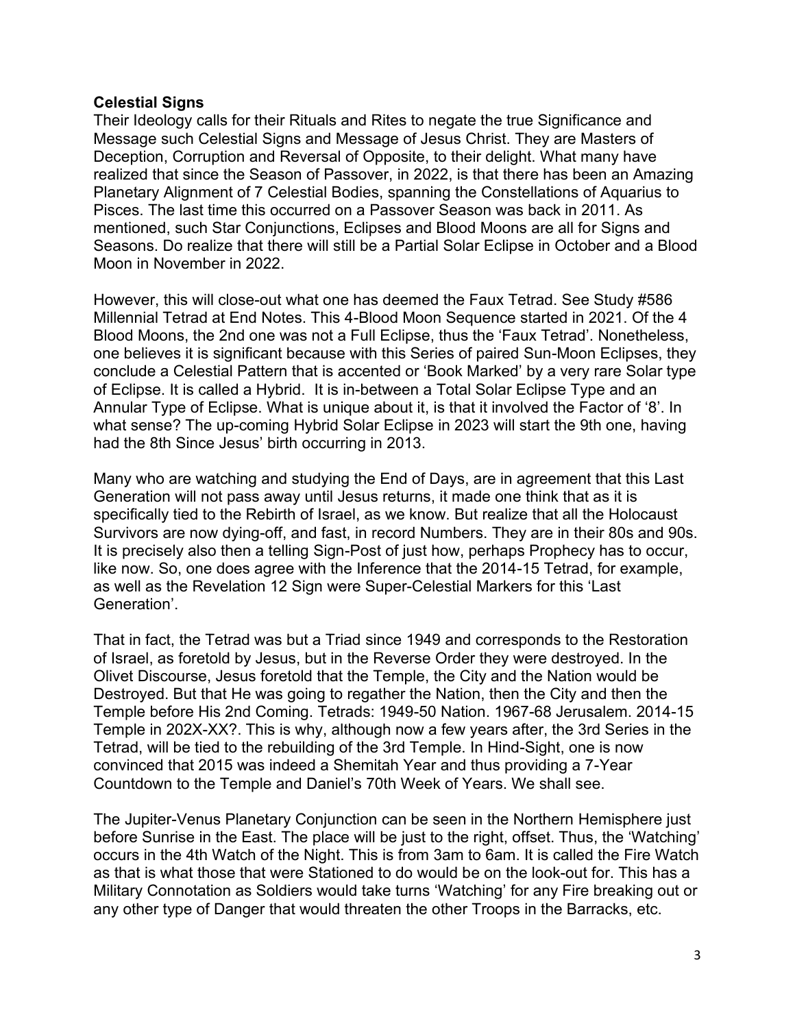**Celestial Signs**

Their Ideology calls for their Rituals and Rites to negate the true Significance and Message such Celestial Signs and Message of Jesus Christ. They are Masters of Deception, Corruption and Reversal of Opposite, to their delight. What many have realized that since the Season of Passover, in 2022, is that there has been an Amazing Planetary Alignment of 7 Celestial Bodies, spanning the Constellations of Aquarius to Pisces. The last time this occurred on a Passover Season was back in 2011. As mentioned, such Star Conjunctions, Eclipses and Blood Moons are all for Signs and Seasons. Do realize that there will still be a Partial Solar Eclipse in October and a Blood Moon in November in 2022.

However, this will close-out what one has deemed the Faux Tetrad. See Study #586 Millennial Tetrad at End Notes. This 4-Blood Moon Sequence started in 2021. Of the 4 Blood Moons, the 2nd one was not a Full Eclipse, thus the 'Faux Tetrad'. Nonetheless, one believes it is significant because with this Series of paired Sun-Moon Eclipses, they conclude a Celestial Pattern that is accented or 'Book Marked' by a very rare Solar type of Eclipse. It is called a Hybrid. It is in-between a Total Solar Eclipse Type and an Annular Type of Eclipse. What is unique about it, is that it involved the Factor of '8'. In what sense? The up-coming Hybrid Solar Eclipse in 2023 will start the 9th one, having had the 8th Since Jesus' birth occurring in 2013.

Many who are watching and studying the End of Days, are in agreement that this Last Generation will not pass away until Jesus returns, it made one think that as it is specifically tied to the Rebirth of Israel, as we know. But realize that all the Holocaust Survivors are now dying-off, and fast, in record Numbers. They are in their 80s and 90s. It is precisely also then a telling Sign-Post of just how, perhaps Prophecy has to occur, like now. So, one does agree with the Inference that the 2014-15 Tetrad, for example, as well as the Revelation 12 Sign were Super-Celestial Markers for this 'Last Generation'.

That in fact, the Tetrad was but a Triad since 1949 and corresponds to the Restoration of Israel, as foretold by Jesus, but in the Reverse Order they were destroyed. In the Olivet Discourse, Jesus foretold that the Temple, the City and the Nation would be Destroyed. But that He was going to regather the Nation, then the City and then the Temple before His 2nd Coming. Tetrads: 1949-50 Nation. 1967-68 Jerusalem. 2014-15 Temple in 202X-XX?. This is why, although now a few years after, the 3rd Series in the Tetrad, will be tied to the rebuilding of the 3rd Temple. In Hind-Sight, one is now convinced that 2015 was indeed a Shemitah Year and thus providing a 7-Year Countdown to the Temple and Daniel's 70th Week of Years. We shall see.

The Jupiter-Venus Planetary Conjunction can be seen in the Northern Hemisphere just before Sunrise in the East. The place will be just to the right, offset. Thus, the 'Watching' occurs in the 4th Watch of the Night. This is from 3am to 6am. It is called the Fire Watch as that is what those that were Stationed to do would be on the look-out for. This has a Military Connotation as Soldiers would take turns 'Watching' for any Fire breaking out or any other type of Danger that would threaten the other Troops in the Barracks, etc.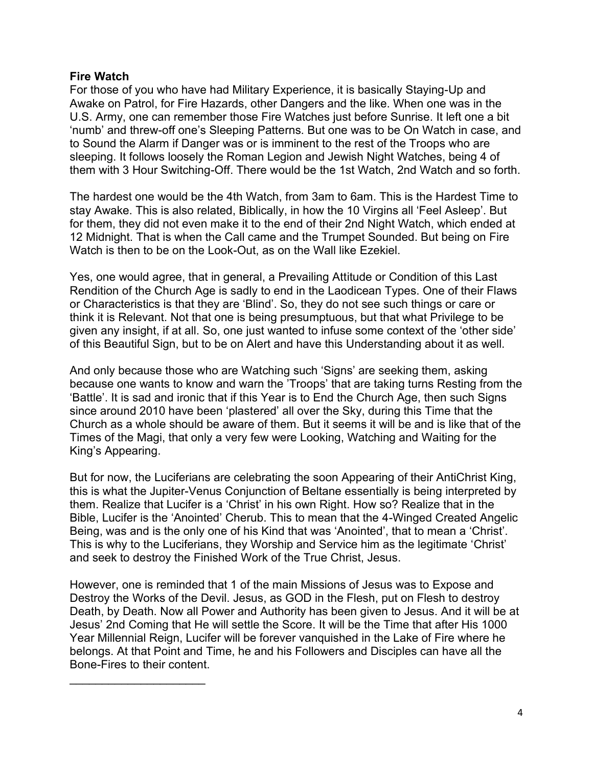**Fire Watch**

For those of you who have had Military Experience, it is basically Staying-Up and Awake on Patrol, for Fire Hazards, other Dangers and the like. When one was in the U.S. Army, one can remember those Fire Watches just before Sunrise. It left one a bit 'numb' and threw-off one's Sleeping Patterns. But one was to be On Watch in case, and to Sound the Alarm if Danger was or is imminent to the rest of the Troops who are sleeping. It follows loosely the Roman Legion and Jewish Night Watches, being 4 of them with 3 Hour Switching-Off. There would be the 1st Watch, 2nd Watch and so forth.

The hardest one would be the 4th Watch, from 3am to 6am. This is the Hardest Time to stay Awake. This is also related, Biblically, in how the 10 Virgins all 'Feel Asleep'. But for them, they did not even make it to the end of their 2nd Night Watch, which ended at 12 Midnight. That is when the Call came and the Trumpet Sounded. But being on Fire Watch is then to be on the Look-Out, as on the Wall like Ezekiel.

Yes, one would agree, that in general, a Prevailing Attitude or Condition of this Last Rendition of the Church Age is sadly to end in the Laodicean Types. One of their Flaws or Characteristics is that they are 'Blind'. So, they do not see such things or care or think it is Relevant. Not that one is being presumptuous, but that what Privilege to be given any insight, if at all. So, one just wanted to infuse some context of the 'other side' of this Beautiful Sign, but to be on Alert and have this Understanding about it as well.

And only because those who are Watching such 'Signs' are seeking them, asking because one wants to know and warn the 'Troops' that are taking turns Resting from the 'Battle'. It is sad and ironic that if this Year is to End the Church Age, then such Signs since around 2010 have been 'plastered' all over the Sky, during this Time that the Church as a whole should be aware of them. But it seems it will be and is like that of the Times of the Magi, that only a very few were Looking, Watching and Waiting for the King's Appearing.

But for now, the Luciferians are celebrating the soon Appearing of their AntiChrist King, this is what the Jupiter-Venus Conjunction of Beltane essentially is being interpreted by them. Realize that Lucifer is a 'Christ' in his own Right. How so? Realize that in the Bible, Lucifer is the 'Anointed' Cherub. This to mean that the 4-Winged Created Angelic Being, was and is the only one of his Kind that was 'Anointed', that to mean a 'Christ'. This is why to the Luciferians, they Worship and Service him as the legitimate 'Christ' and seek to destroy the Finished Work of the True Christ, Jesus.

However, one is reminded that 1 of the main Missions of Jesus was to Expose and Destroy the Works of the Devil. Jesus, as GOD in the Flesh, put on Flesh to destroy Death, by Death. Now all Power and Authority has been given to Jesus. And it will be at Jesus' 2nd Coming that He will settle the Score. It will be the Time that after His 1000 Year Millennial Reign, Lucifer will be forever vanquished in the Lake of Fire where he belongs. At that Point and Time, he and his Followers and Disciples can have all the Bone-Fires to their content.

______________________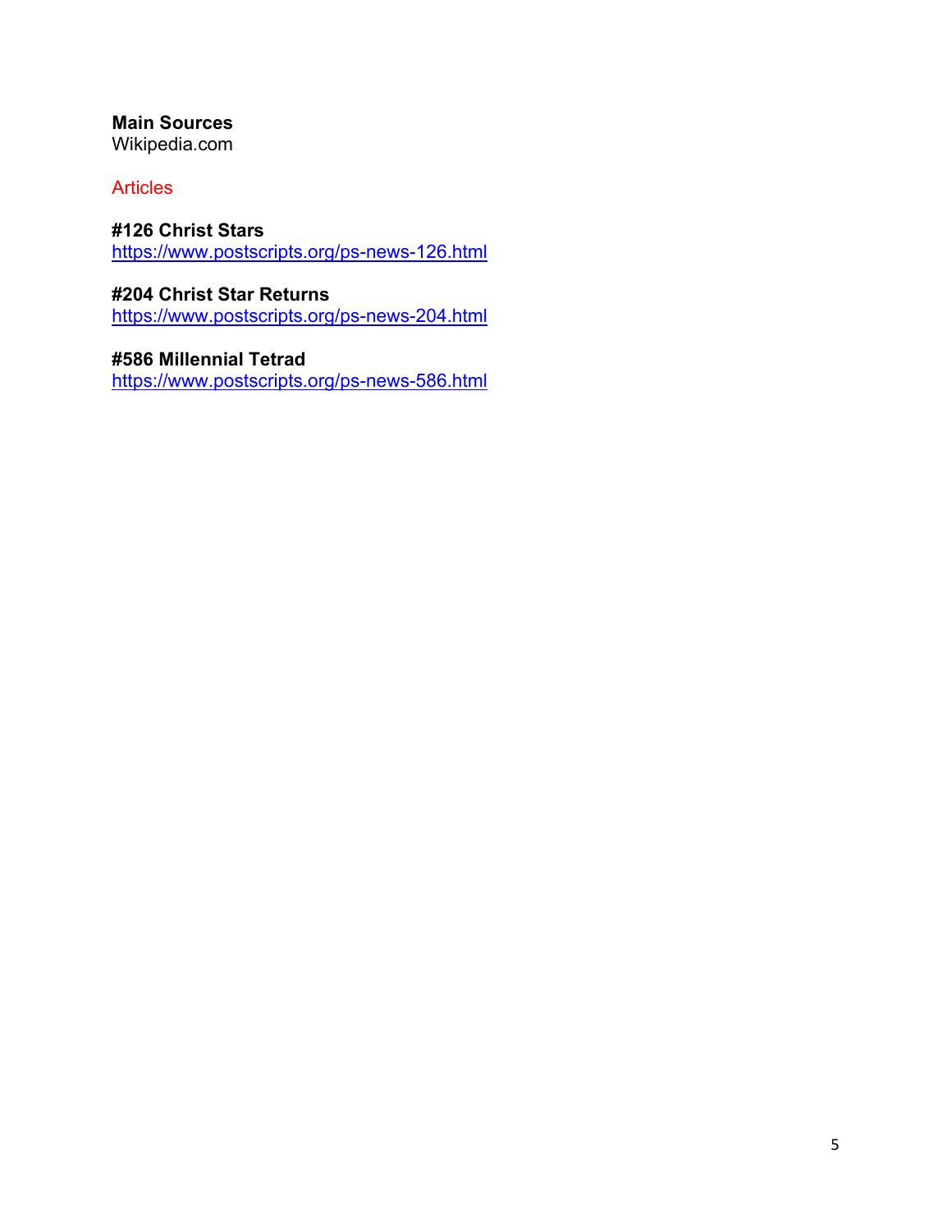**Main Sources**
Wikipedia.com

Articles

**#126 Christ Stars**
https://www.postscripts.org/ps-news-126.html

**#204 Christ Star Returns**
https://www.postscripts.org/ps-news-204.html

**#586 Millennial Tetrad**
https://www.postscripts.org/ps-news-586.html